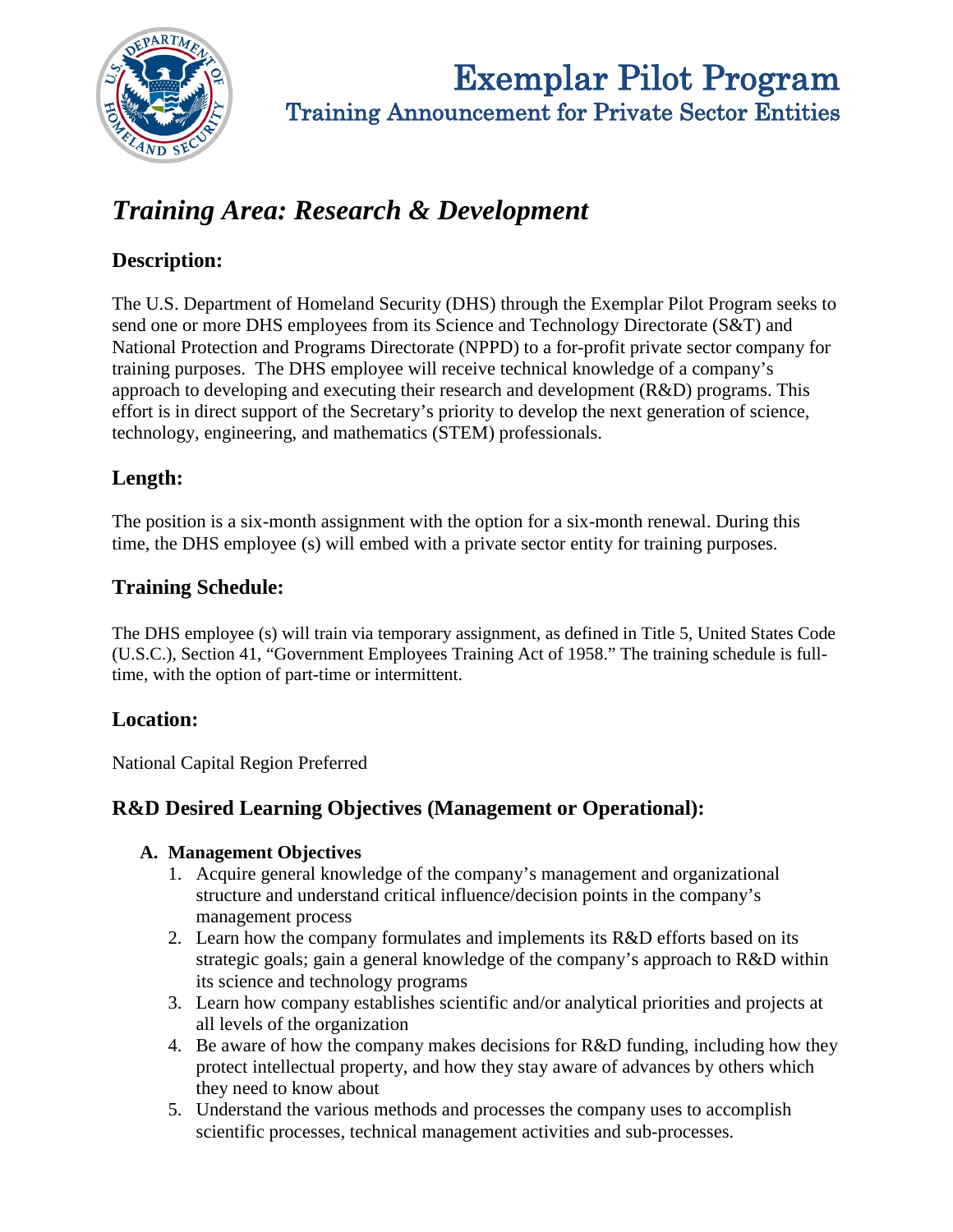# Exemplar Pilot Program

## Training Announcement for Private Sector Entities

## *Training Area: Research & Development*

### Description:

The U.S. Department of Homeland Security (DHS) through the Exemplar Pilot Program seeks to send one or more DHS employees from its Science and Technology Directorate (S&T) and National Protection and Programs Directorate (NPPD) to a for-profit private sector company for training purposes. The DHS employee will receive technical knowledge of a company's approach to developing and executing their research and development (R&D) programs. This effort is in direct support of the Secretary's priority to develop the next generation of science, technology, engineering, and mathematics (STEM) professionals.

### Length:

The position is a six-month assignment with the option for a six-month renewal. During this time, the DHS employee (s) will embed with a private sector entity for training purposes.

### Training Schedule:

The DHS employee (s) will train via temporary assignment, as defined in Title 5, United States Code (U.S.C.), Section 41, "Government Employees Training Act of 1958." The training schedule is full-time, with the option of part-time or intermittent.

### Location:

National Capital Region Preferred

### R&D Desired Learning Objectives (Management or Operational):

**A. Management Objectives**

1. Acquire general knowledge of the company's management and organizational structure and understand critical influence/decision points in the company's management process
2. Learn how the company formulates and implements its R&D efforts based on its strategic goals; gain a general knowledge of the company's approach to R&D within its science and technology programs
3. Learn how company establishes scientific and/or analytical priorities and projects at all levels of the organization
4. Be aware of how the company makes decisions for R&D funding, including how they protect intellectual property, and how they stay aware of advances by others which they need to know about
5. Understand the various methods and processes the company uses to accomplish scientific processes, technical management activities and sub-processes.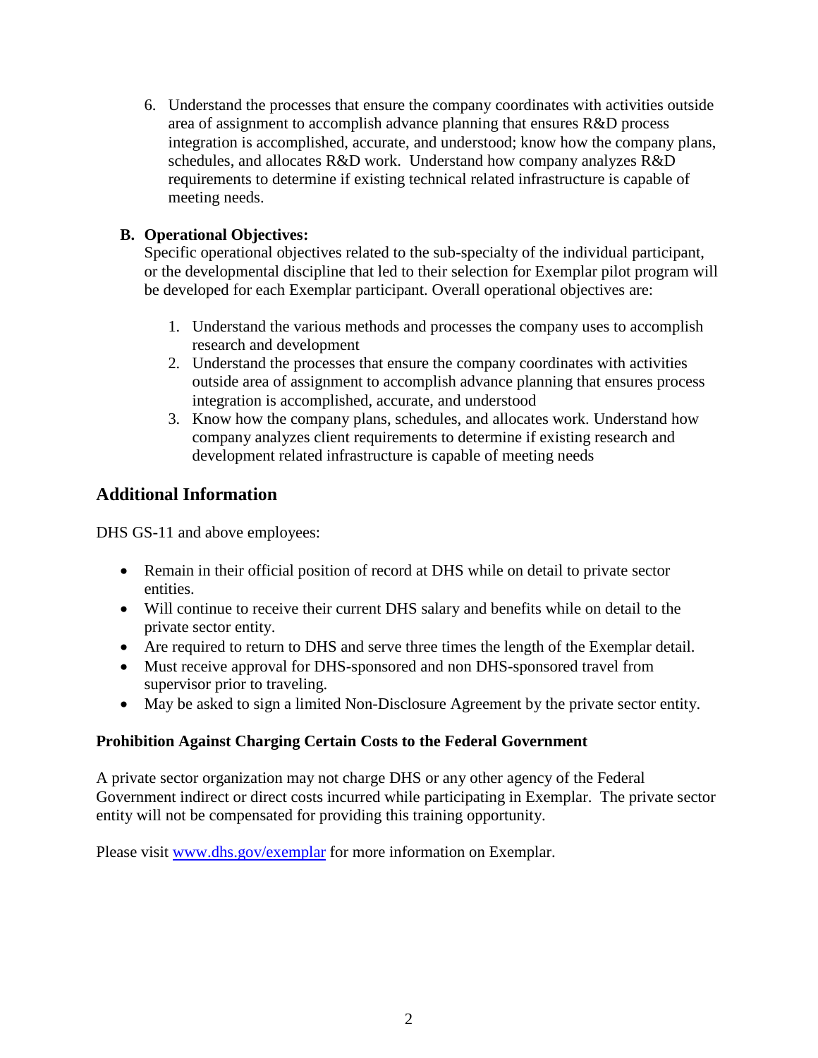6. Understand the processes that ensure the company coordinates with activities outside area of assignment to accomplish advance planning that ensures R&D process integration is accomplished, accurate, and understood; know how the company plans, schedules, and allocates R&D work. Understand how company analyzes R&D requirements to determine if existing technical related infrastructure is capable of meeting needs.

**B. Operational Objectives:**

Specific operational objectives related to the sub-specialty of the individual participant, or the developmental discipline that led to their selection for Exemplar pilot program will be developed for each Exemplar participant. Overall operational objectives are:

1. Understand the various methods and processes the company uses to accomplish research and development
2. Understand the processes that ensure the company coordinates with activities outside area of assignment to accomplish advance planning that ensures process integration is accomplished, accurate, and understood
3. Know how the company plans, schedules, and allocates work. Understand how company analyzes client requirements to determine if existing research and development related infrastructure is capable of meeting needs

## Additional Information

DHS GS-11 and above employees:

- Remain in their official position of record at DHS while on detail to private sector entities.
- Will continue to receive their current DHS salary and benefits while on detail to the private sector entity.
- Are required to return to DHS and serve three times the length of the Exemplar detail.
- Must receive approval for DHS-sponsored and non DHS-sponsored travel from supervisor prior to traveling.
- May be asked to sign a limited Non-Disclosure Agreement by the private sector entity.

**Prohibition Against Charging Certain Costs to the Federal Government**

A private sector organization may not charge DHS or any other agency of the Federal Government indirect or direct costs incurred while participating in Exemplar. The private sector entity will not be compensated for providing this training opportunity.

Please visit [www.dhs.gov/exemplar](www.dhs.gov/exemplar) for more information on Exemplar.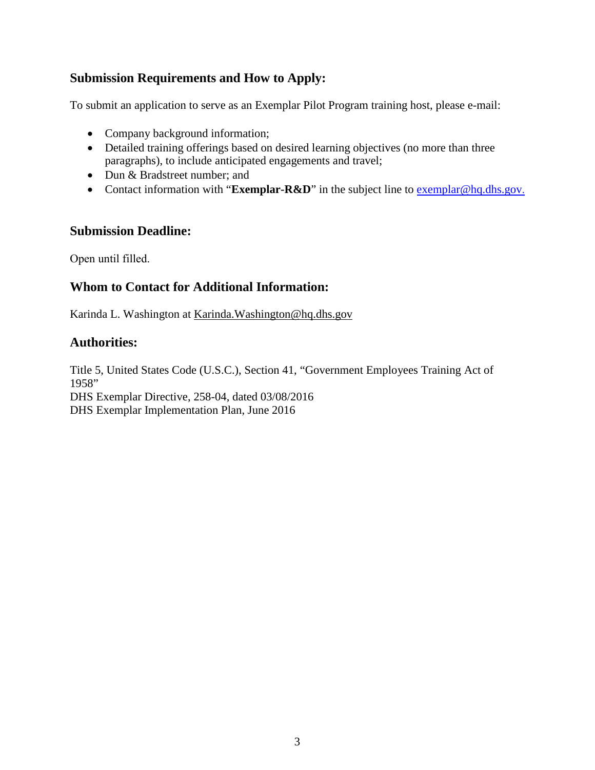## Submission Requirements and How to Apply:

To submit an application to serve as an Exemplar Pilot Program training host, please e-mail:

- Company background information;
- Detailed training offerings based on desired learning objectives (no more than three paragraphs), to include anticipated engagements and travel;
- Dun & Bradstreet number; and
- Contact information with "**Exemplar-R&D**" in the subject line to exemplar@hq.dhs.gov.

## Submission Deadline:

Open until filled.

## Whom to Contact for Additional Information:

Karinda L. Washington at Karinda.Washington@hq.dhs.gov

## Authorities:

Title 5, United States Code (U.S.C.), Section 41, "Government Employees Training Act of 1958"
DHS Exemplar Directive, 258-04, dated 03/08/2016
DHS Exemplar Implementation Plan, June 2016